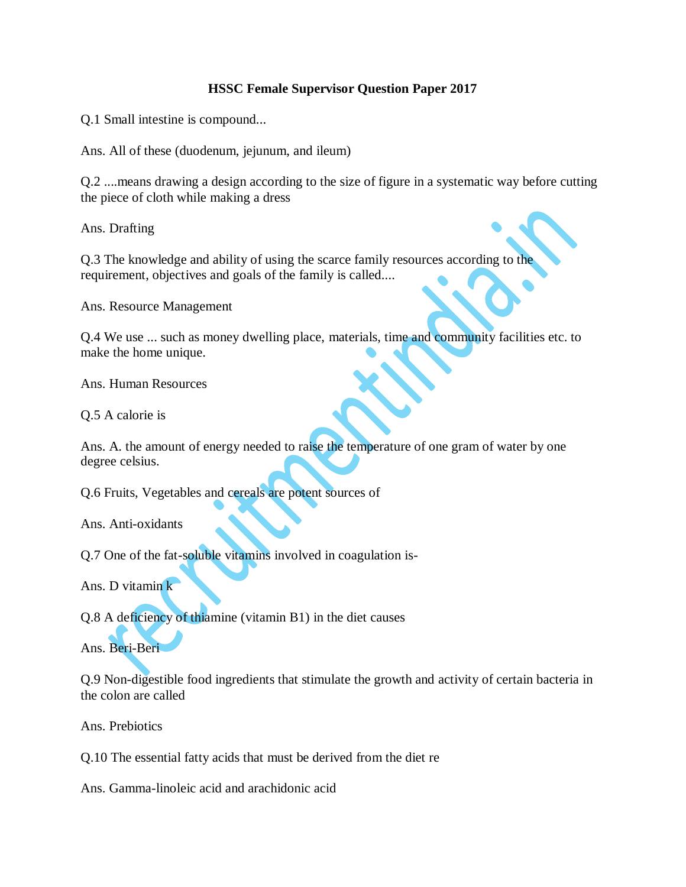# HSSC Female Supervisor Question Paper 2017

Q.1 Small intestine is compound...

Ans. All of these (duodenum, jejunum, and ileum)

Q.2 ....means drawing a design according to the size of figure in a systematic way before cutting the piece of cloth while making a dress

Ans. Drafting

Q.3 The knowledge and ability of using the scarce family resources according to the requirement, objectives and goals of the family is called....

Ans. Resource Management

Q.4 We use ... such as money dwelling place, materials, time and community facilities etc. to make the home unique.

Ans. Human Resources

Q.5 A calorie is

Ans. A. the amount of energy needed to raise the temperature of one gram of water by one degree celsius.

Q.6 Fruits, Vegetables and cereals are potent sources of

Ans. Anti-oxidants

Q.7 One of the fat-soluble vitamins involved in coagulation is-

Ans. D vitamin k

Q.8 A deficiency of thiamine (vitamin B1) in the diet causes

Ans. Beri-Beri

Q.9 Non-digestible food ingredients that stimulate the growth and activity of certain bacteria in the colon are called

Ans. Prebiotics

Q.10 The essential fatty acids that must be derived from the diet re

Ans. Gamma-linoleic acid and arachidonic acid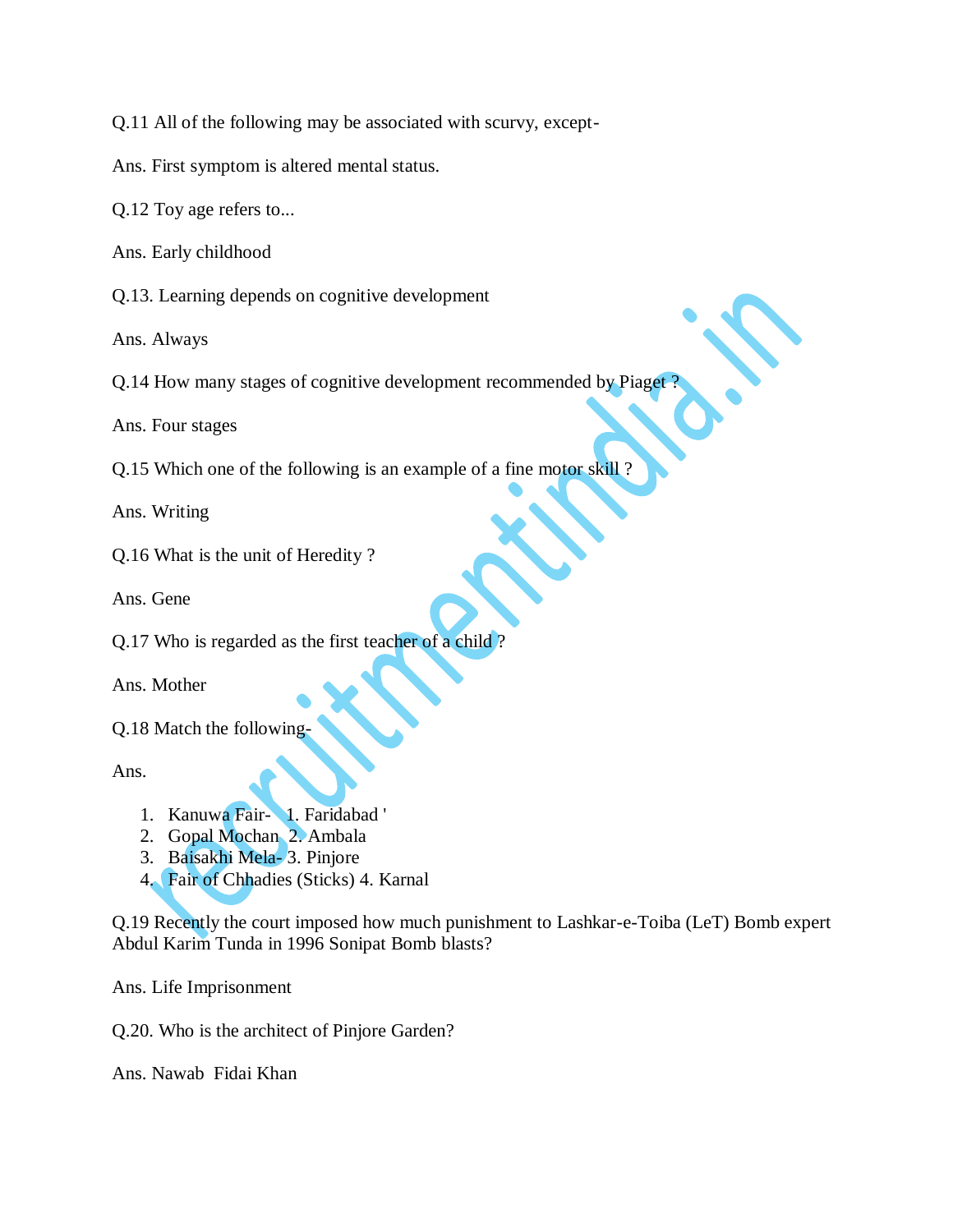Q.11 All of the following may be associated with scurvy, except-

Ans. First symptom is altered mental status.

Q.12 Toy age refers to...

Ans. Early childhood

Q.13. Learning depends on cognitive development

Ans. Always

Q.14 How many stages of cognitive development recommended by Piaget ?

Ans. Four stages

Q.15 Which one of the following is an example of a fine motor skill ?

Ans. Writing

Q.16 What is the unit of Heredity ?

Ans. Gene

Q.17 Who is regarded as the first teacher of a child ?

Ans. Mother

Q.18 Match the following-

Ans.

1. Kanuwa Fair- 1. Faridabad '
2. Gopal Mochan 2. Ambala
3. Baisakhi Mela- 3. Pinjore
4. Fair of Chhadies (Sticks) 4. Karnal

Q.19 Recently the court imposed how much punishment to Lashkar-e-Toiba (LeT) Bomb expert Abdul Karim Tunda in 1996 Sonipat Bomb blasts?

Ans. Life Imprisonment

Q.20. Who is the architect of Pinjore Garden?

Ans. Nawab Fidai Khan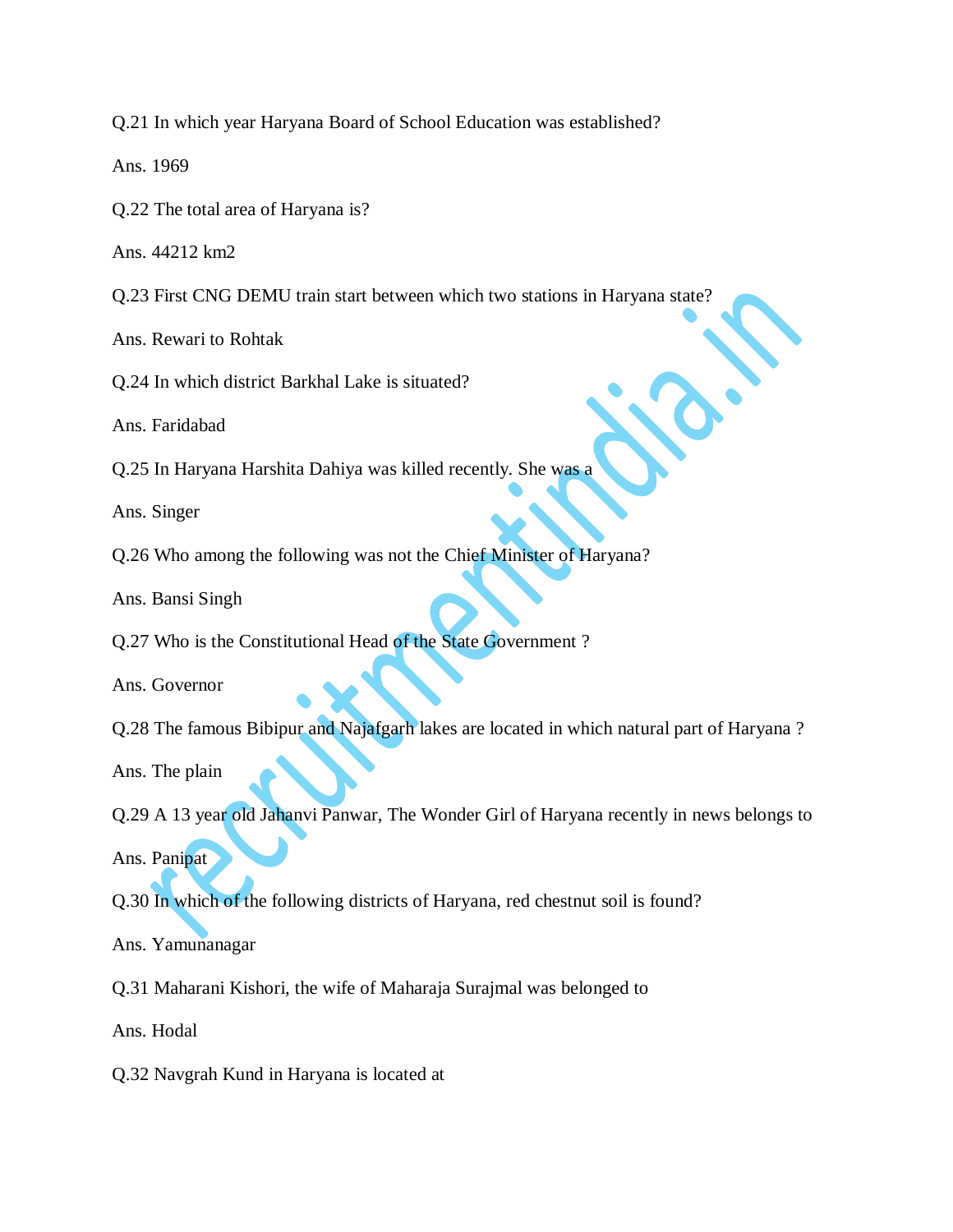Q.21 In which year Haryana Board of School Education was established?

Ans. 1969

Q.22 The total area of Haryana is?

Ans. 44212 km2

Q.23 First CNG DEMU train start between which two stations in Haryana state?

Ans. Rewari to Rohtak

Q.24 In which district Barkhal Lake is situated?

Ans. Faridabad

Q.25 In Haryana Harshita Dahiya was killed recently. She was a

Ans. Singer

Q.26 Who among the following was not the Chief Minister of Haryana?

Ans. Bansi Singh

Q.27 Who is the Constitutional Head of the State Government ?

Ans. Governor

Q.28 The famous Bibipur and Najafgarh lakes are located in which natural part of Haryana ?

Ans. The plain

Q.29 A 13 year old Jahanvi Panwar, The Wonder Girl of Haryana recently in news belongs to

Ans. Panipat

Q.30 In which of the following districts of Haryana, red chestnut soil is found?

Ans. Yamunanagar

Q.31 Maharani Kishori, the wife of Maharaja Surajmal was belonged to

Ans. Hodal

Q.32 Navgrah Kund in Haryana is located at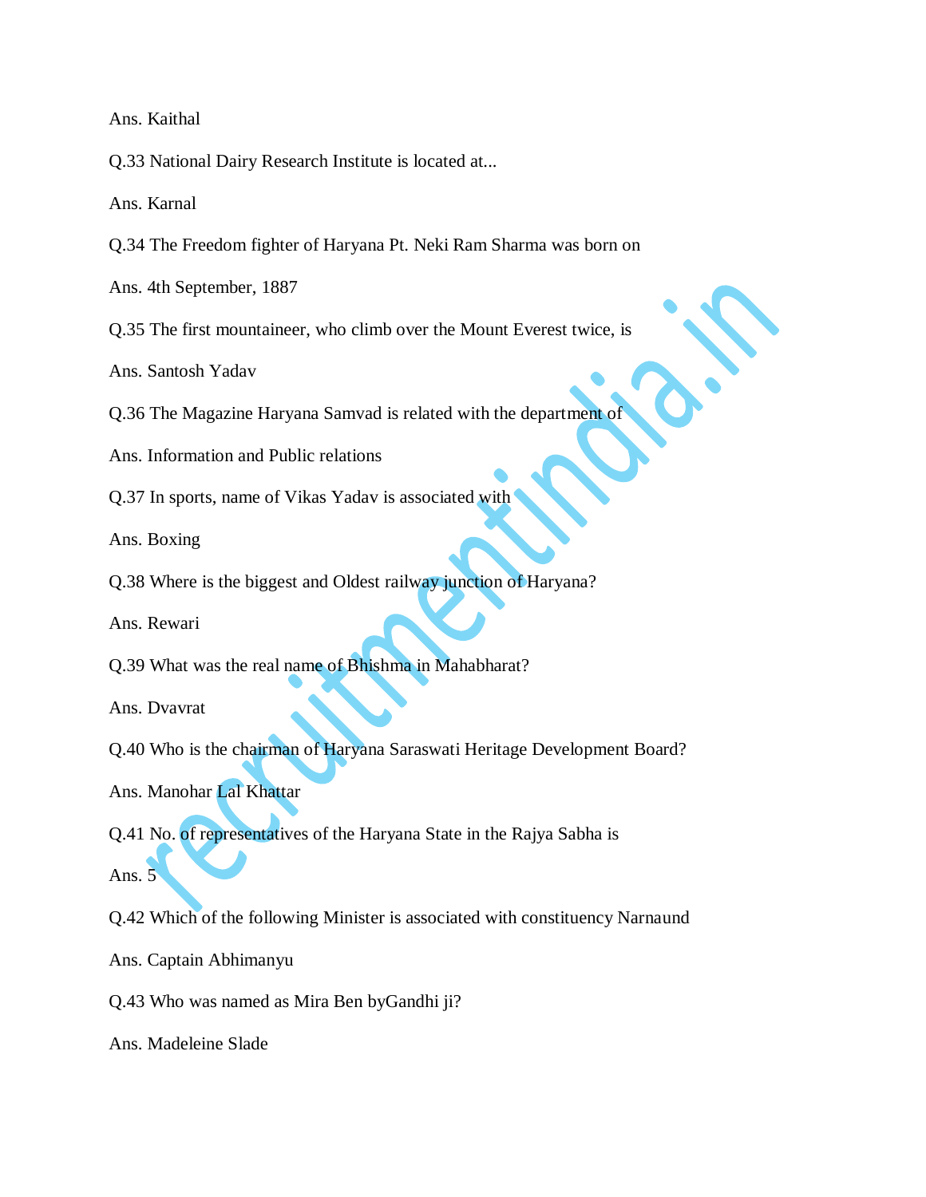Ans. Kaithal

Q.33 National Dairy Research Institute is located at...

Ans. Karnal

Q.34 The Freedom fighter of Haryana Pt. Neki Ram Sharma was born on

Ans. 4th September, 1887

Q.35 The first mountaineer, who climb over the Mount Everest twice, is

Ans. Santosh Yadav

Q.36 The Magazine Haryana Samvad is related with the department of

Ans. Information and Public relations

Q.37 In sports, name of Vikas Yadav is associated with

Ans. Boxing

Q.38 Where is the biggest and Oldest railway junction of Haryana?

Ans. Rewari

Q.39 What was the real name of Bhishma in Mahabharat?

Ans. Dvavrat

Q.40 Who is the chairman of Haryana Saraswati Heritage Development Board?

Ans. Manohar Lal Khattar

Q.41 No. of representatives of the Haryana State in the Rajya Sabha is

Ans. 5

Q.42 Which of the following Minister is associated with constituency Narnaund

Ans. Captain Abhimanyu

Q.43 Who was named as Mira Ben byGandhi ji?

Ans. Madeleine Slade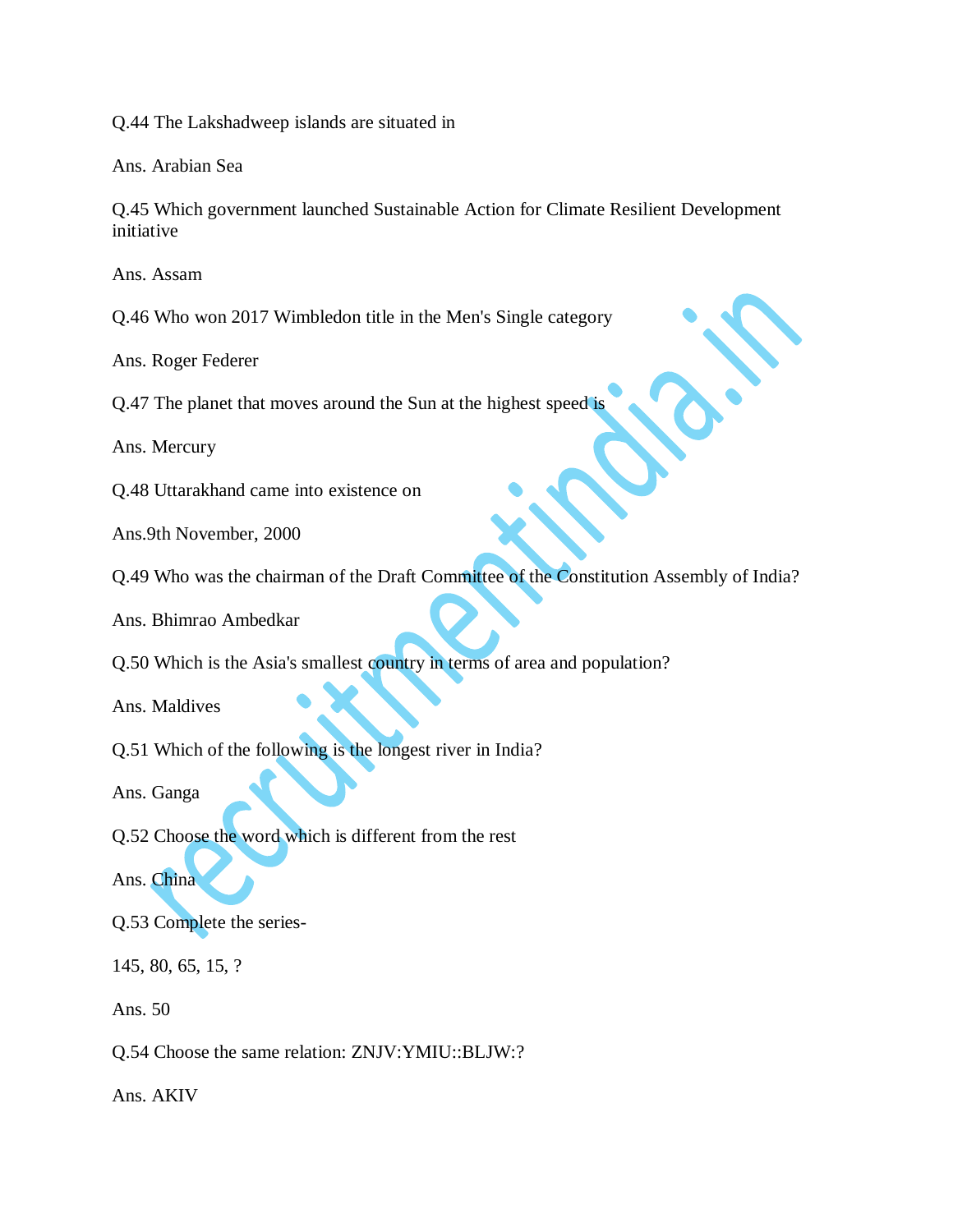Q.44 The Lakshadweep islands are situated in

Ans. Arabian Sea

Q.45 Which government launched Sustainable Action for Climate Resilient Development initiative

Ans. Assam

Q.46 Who won 2017 Wimbledon title in the Men's Single category

Ans. Roger Federer

Q.47 The planet that moves around the Sun at the highest speed is

Ans. Mercury

Q.48 Uttarakhand came into existence on

Ans.9th November, 2000

Q.49 Who was the chairman of the Draft Committee of the Constitution Assembly of India?

Ans. Bhimrao Ambedkar

Q.50 Which is the Asia's smallest country in terms of area and population?

Ans. Maldives

Q.51 Which of the following is the longest river in India?

Ans. Ganga

Q.52 Choose the word which is different from the rest

Ans. China

Q.53 Complete the series-

145, 80, 65, 15, ?

Ans. 50

Q.54 Choose the same relation: ZNJV:YMIU::BLJW:?

Ans. AKIV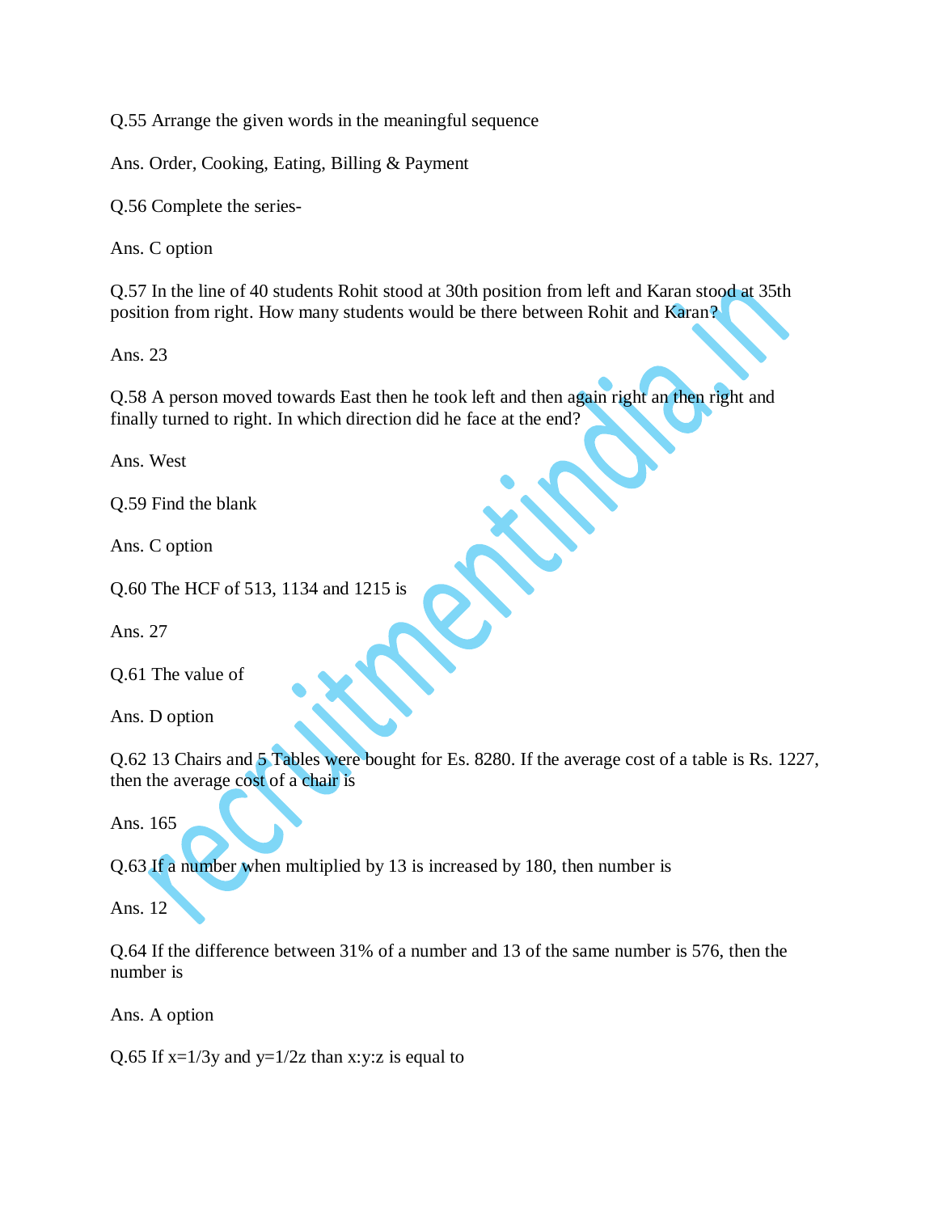Q.55 Arrange the given words in the meaningful sequence

Ans. Order, Cooking, Eating, Billing & Payment

Q.56 Complete the series-

Ans. C option

Q.57 In the line of 40 students Rohit stood at 30th position from left and Karan stood at 35th position from right. How many students would be there between Rohit and Karan?

Ans. 23

Q.58 A person moved towards East then he took left and then again right an then right and finally turned to right. In which direction did he face at the end?

Ans. West

Q.59 Find the blank

Ans. C option

Q.60 The HCF of 513, 1134 and 1215 is

Ans. 27

Q.61 The value of

Ans. D option

Q.62 13 Chairs and 5 Tables were bought for Es. 8280. If the average cost of a table is Rs. 1227, then the average cost of a chair is

Ans. 165

Q.63 If a number when multiplied by 13 is increased by 180, then number is

Ans. 12

Q.64 If the difference between 31% of a number and 13 of the same number is 576, then the number is

Ans. A option

Q.65 If x=1/3y and y=1/2z than x:y:z is equal to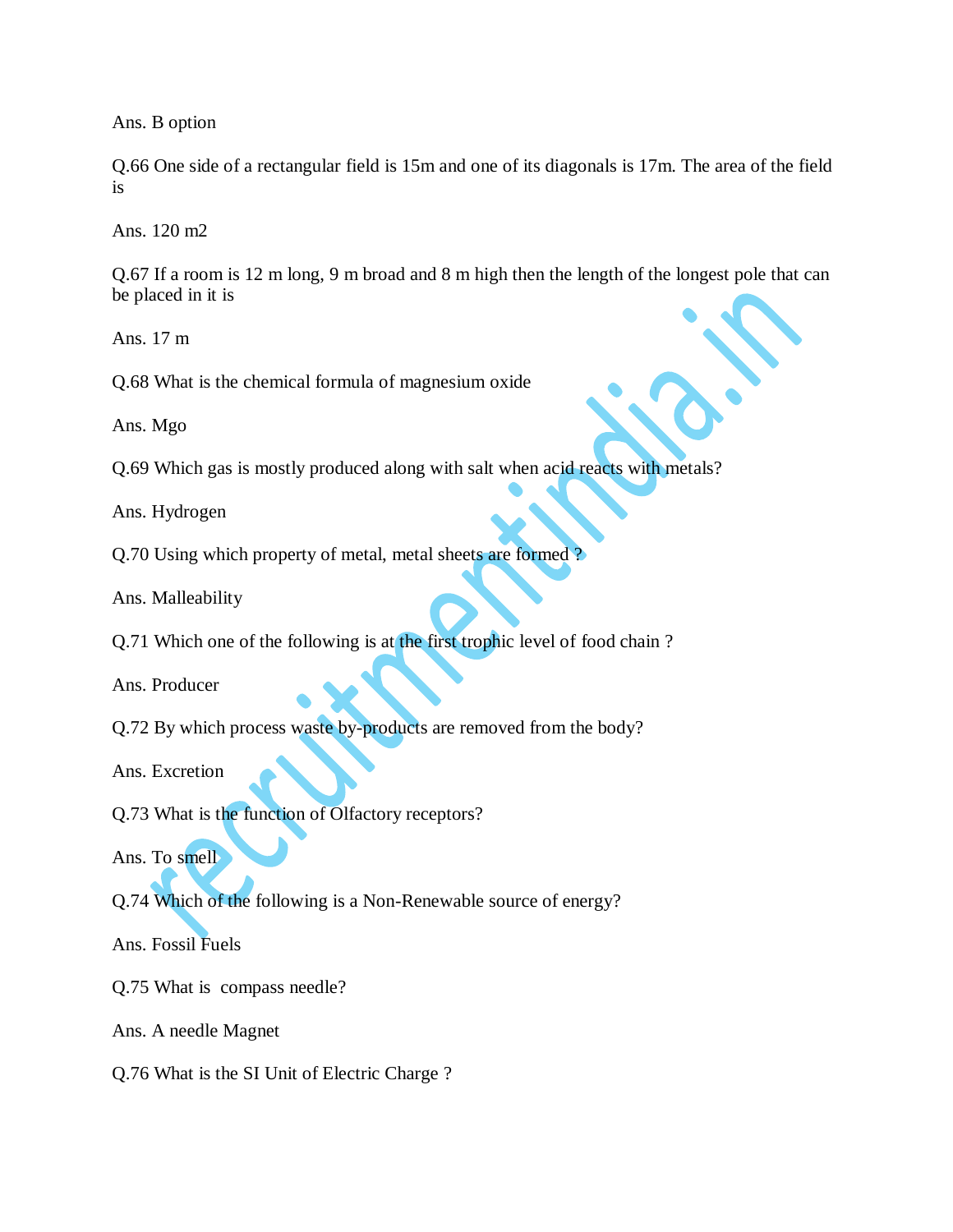Ans. B option

Q.66 One side of a rectangular field is 15m and one of its diagonals is 17m. The area of the field is

Ans. 120 m2

Q.67 If a room is 12 m long, 9 m broad and 8 m high then the length of the longest pole that can be placed in it is

Ans. 17 m

Q.68 What is the chemical formula of magnesium oxide

Ans. Mgo

Q.69 Which gas is mostly produced along with salt when acid reacts with metals?

Ans. Hydrogen

Q.70 Using which property of metal, metal sheets are formed ?

Ans. Malleability

Q.71 Which one of the following is at the first trophic level of food chain ?

Ans. Producer

Q.72 By which process waste by-products are removed from the body?

Ans. Excretion

Q.73 What is the function of Olfactory receptors?

Ans. To smell

Q.74 Which of the following is a Non-Renewable source of energy?

Ans. Fossil Fuels

Q.75 What is compass needle?

Ans. A needle Magnet

Q.76 What is the SI Unit of Electric Charge ?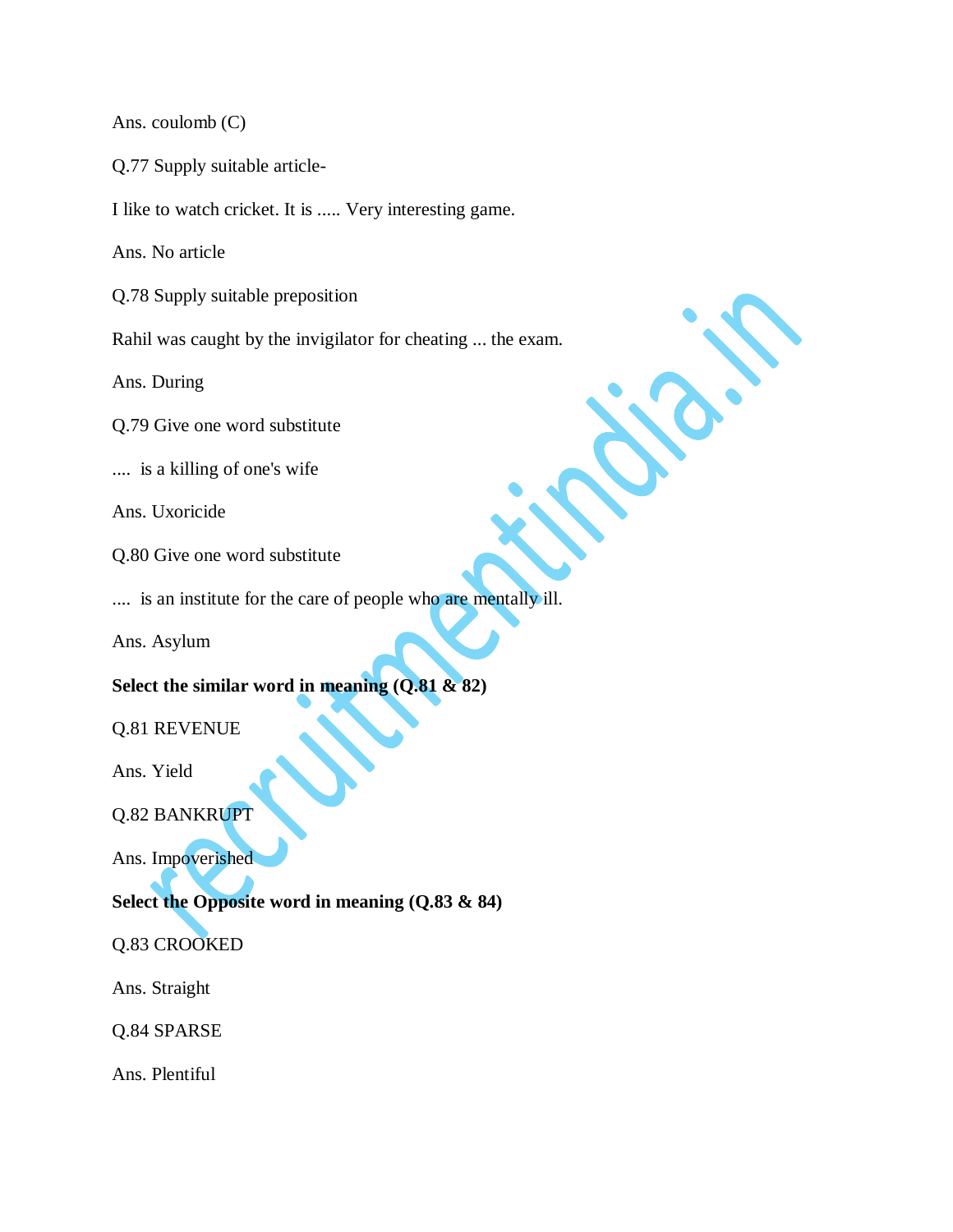Ans. coulomb (C)

Q.77 Supply suitable article-

I like to watch cricket. It is ..... Very interesting game.

Ans. No article

Q.78 Supply suitable preposition

Rahil was caught by the invigilator for cheating ... the exam.

Ans. During

Q.79 Give one word substitute

.... is a killing of one's wife

Ans. Uxoricide

Q.80 Give one word substitute

.... is an institute for the care of people who are mentally ill.

Ans. Asylum

**Select the similar word in meaning (Q.81 & 82)**

Q.81 REVENUE

Ans. Yield

Q.82 BANKRUPT

Ans. Impoverished

**Select the Opposite word in meaning (Q.83 & 84)**

Q.83 CROOKED

Ans. Straight

Q.84 SPARSE

Ans. Plentiful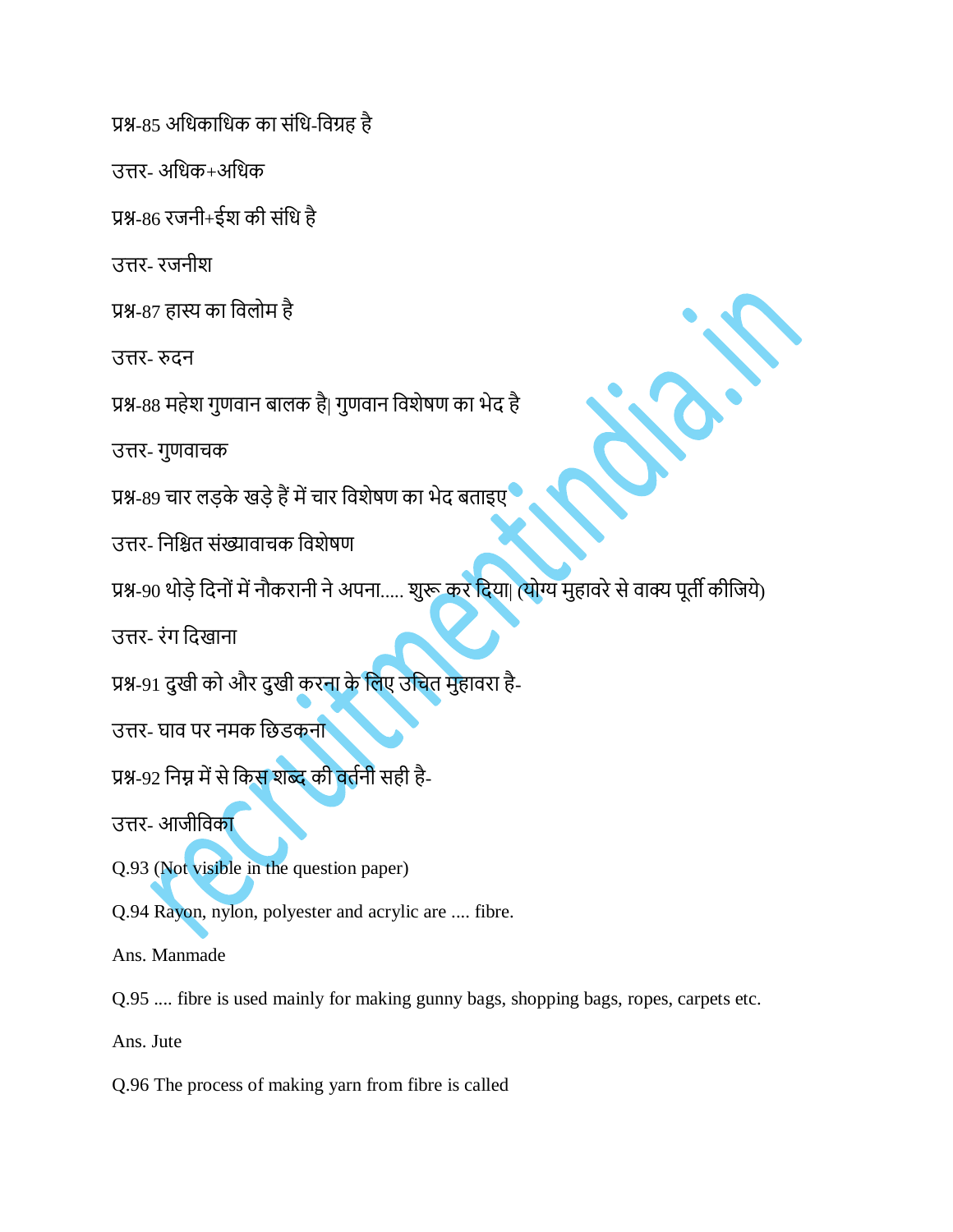प्रश्न-85 अधिकाधिक का संधि-विग्रह है

उत्तर- अधिक+अधिक

प्रश्न-86 रजनी+ईश की संधि है

उत्तर- रजनीश

प्रश्न-87 हास्य का विलोम है

उत्तर- रुदन

प्रश्न-88 महेश गुणवान बालक है| गुणवान विशेषण का भेद है

उत्तर- गुणवाचक

प्रश्न-89 चार लड़के खड़े हैं में चार विशेषण का भेद बताइए

उत्तर- निश्चित संख्यावाचक विशेषण

प्रश्न-90 थोड़े दिनों में नौकरानी ने अपना..... शुरू कर दिया| (योग्य मुहावरे से वाक्य पूर्ती कीजिये)

उत्तर- रंग दिखाना

प्रश्न-91 दुखी को और दुखी करना के लिए उचित मुहावरा है-

उत्तर- घाव पर नमक छिडकना

प्रश्न-92 निम्न में से किस शब्द की वर्तनी सही है-

उत्तर- आजीविका

Q.93 (Not visible in the question paper)

Q.94 Rayon, nylon, polyester and acrylic are .... fibre.

Ans. Manmade

Q.95 .... fibre is used mainly for making gunny bags, shopping bags, ropes, carpets etc.

Ans. Jute

Q.96 The process of making yarn from fibre is called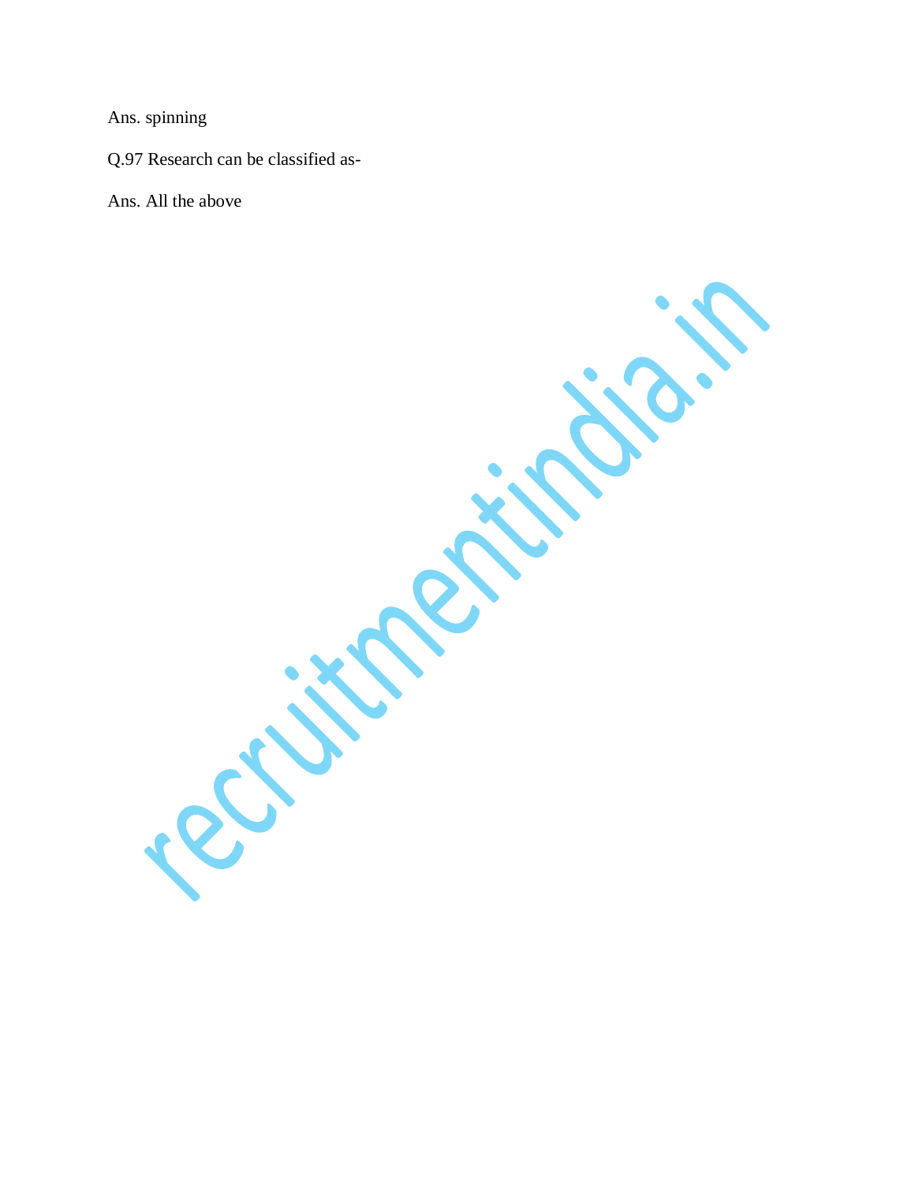Ans. spinning

Q.97 Research can be classified as-

Ans. All the above